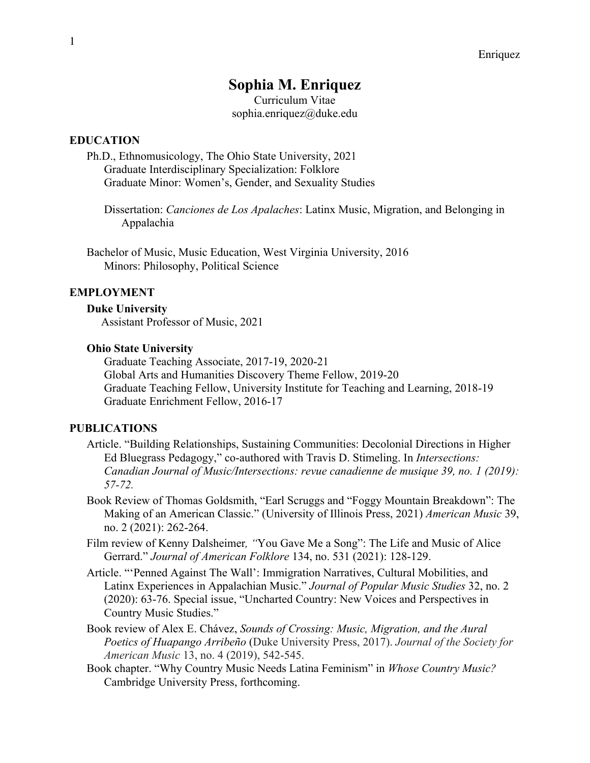# Sophia M. Enriquez

Curriculum Vitae
sophia.enriquez@duke.edu

## EDUCATION

Ph.D., Ethnomusicology, The Ohio State University, 2021
Graduate Interdisciplinary Specialization: Folklore
Graduate Minor: Women's, Gender, and Sexuality Studies

Dissertation: *Canciones de Los Apalaches*: Latinx Music, Migration, and Belonging in Appalachia

Bachelor of Music, Music Education, West Virginia University, 2016
Minors: Philosophy, Political Science

## EMPLOYMENT

**Duke University**
Assistant Professor of Music, 2021

**Ohio State University**
Graduate Teaching Associate, 2017-19, 2020-21
Global Arts and Humanities Discovery Theme Fellow, 2019-20
Graduate Teaching Fellow, University Institute for Teaching and Learning, 2018-19
Graduate Enrichment Fellow, 2016-17

## PUBLICATIONS

Article. "Building Relationships, Sustaining Communities: Decolonial Directions in Higher Ed Bluegrass Pedagogy," co-authored with Travis D. Stimeling. In *Intersections: Canadian Journal of Music/Intersections: revue canadienne de musique 39, no. 1 (2019): 57-72.*

Book Review of Thomas Goldsmith, "Earl Scruggs and "Foggy Mountain Breakdown": The Making of an American Classic." (University of Illinois Press, 2021) *American Music* 39, no. 2 (2021): 262-264.

Film review of Kenny Dalsheimer*, "*You Gave Me a Song": The Life and Music of Alice Gerrard." *Journal of American Folklore* 134, no. 531 (2021): 128-129.

Article. "'Penned Against The Wall': Immigration Narratives, Cultural Mobilities, and Latinx Experiences in Appalachian Music." *Journal of Popular Music Studies* 32, no. 2 (2020): 63-76. Special issue, "Uncharted Country: New Voices and Perspectives in Country Music Studies."

Book review of Alex E. Chávez, *Sounds of Crossing: Music, Migration, and the Aural Poetics of Huapango Arribeño* (Duke University Press, 2017). *Journal of the Society for American Music* 13, no. 4 (2019), 542-545.

Book chapter. "Why Country Music Needs Latina Feminism" in *Whose Country Music?* Cambridge University Press, forthcoming.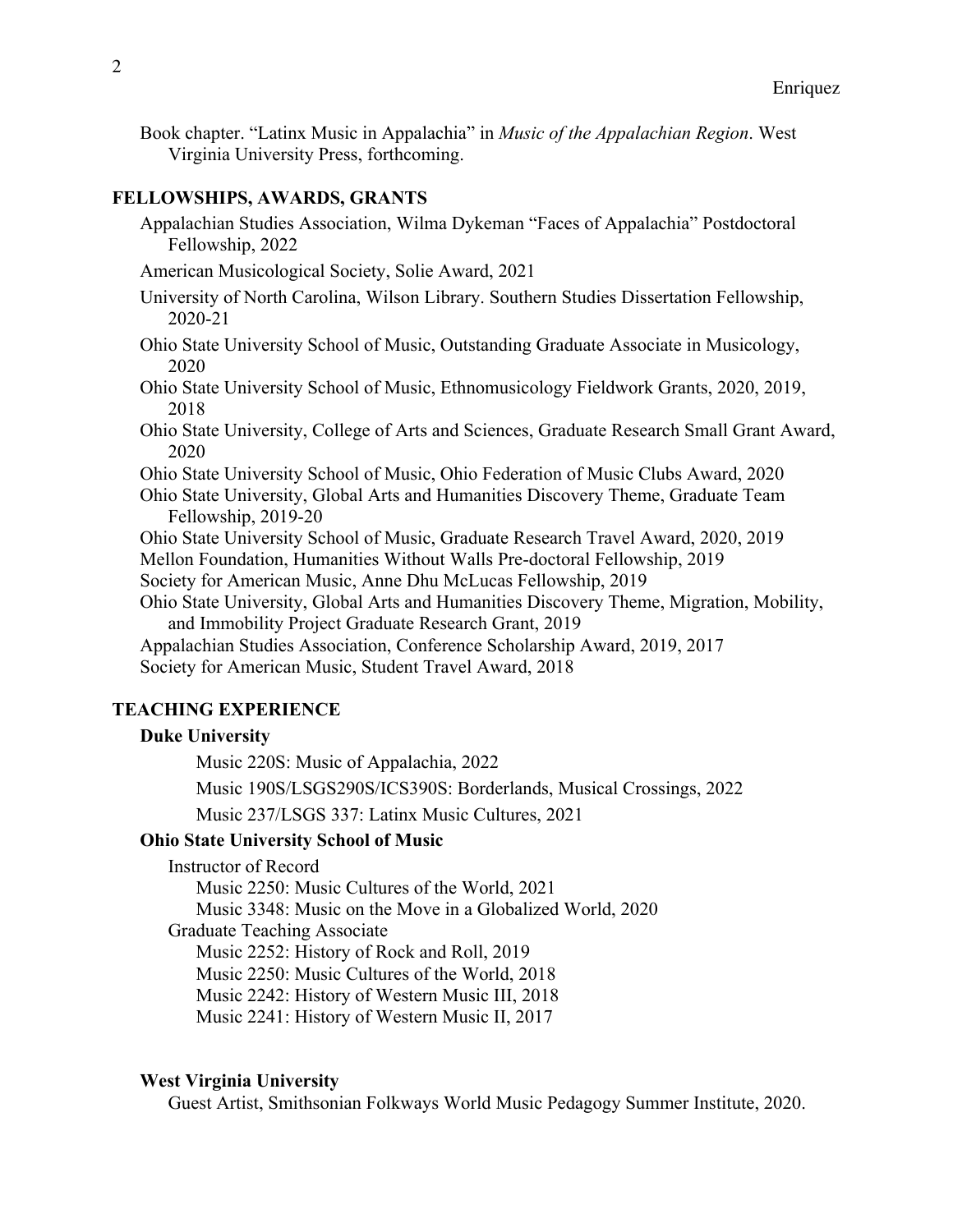Book chapter. "Latinx Music in Appalachia" in *Music of the Appalachian Region*. West Virginia University Press, forthcoming.

## FELLOWSHIPS, AWARDS, GRANTS

Appalachian Studies Association, Wilma Dykeman "Faces of Appalachia" Postdoctoral Fellowship, 2022

American Musicological Society, Solie Award, 2021

University of North Carolina, Wilson Library. Southern Studies Dissertation Fellowship, 2020-21

Ohio State University School of Music, Outstanding Graduate Associate in Musicology, 2020

Ohio State University School of Music, Ethnomusicology Fieldwork Grants, 2020, 2019, 2018

Ohio State University, College of Arts and Sciences, Graduate Research Small Grant Award, 2020

Ohio State University School of Music, Ohio Federation of Music Clubs Award, 2020

Ohio State University, Global Arts and Humanities Discovery Theme, Graduate Team Fellowship, 2019-20

Ohio State University School of Music, Graduate Research Travel Award, 2020, 2019

Mellon Foundation, Humanities Without Walls Pre-doctoral Fellowship, 2019

Society for American Music, Anne Dhu McLucas Fellowship, 2019

Ohio State University, Global Arts and Humanities Discovery Theme, Migration, Mobility, and Immobility Project Graduate Research Grant, 2019

Appalachian Studies Association, Conference Scholarship Award, 2019, 2017

Society for American Music, Student Travel Award, 2018

## TEACHING EXPERIENCE

### Duke University

Music 220S: Music of Appalachia, 2022

Music 190S/LSGS290S/ICS390S: Borderlands, Musical Crossings, 2022

Music 237/LSGS 337: Latinx Music Cultures, 2021

### Ohio State University School of Music

Instructor of Record

- Music 2250: Music Cultures of the World, 2021
- Music 3348: Music on the Move in a Globalized World, 2020

Graduate Teaching Associate

- Music 2252: History of Rock and Roll, 2019
- Music 2250: Music Cultures of the World, 2018
- Music 2242: History of Western Music III, 2018
- Music 2241: History of Western Music II, 2017

### West Virginia University

Guest Artist, Smithsonian Folkways World Music Pedagogy Summer Institute, 2020.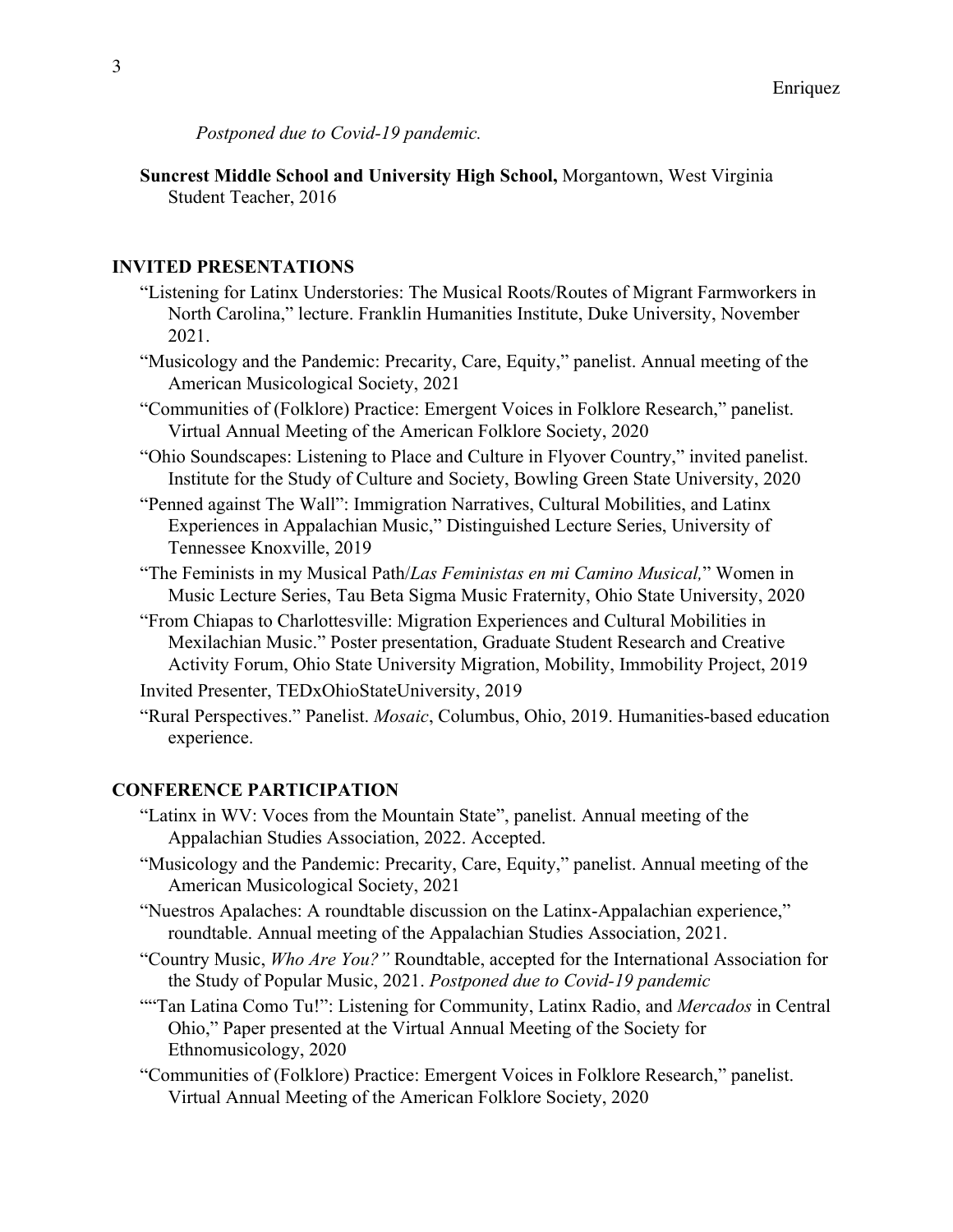*Postponed due to Covid-19 pandemic.*

**Suncrest Middle School and University High School,** Morgantown, West Virginia
Student Teacher, 2016

## INVITED PRESENTATIONS

- "Listening for Latinx Understories: The Musical Roots/Routes of Migrant Farmworkers in North Carolina," lecture. Franklin Humanities Institute, Duke University, November 2021.
- "Musicology and the Pandemic: Precarity, Care, Equity," panelist. Annual meeting of the American Musicological Society, 2021
- "Communities of (Folklore) Practice: Emergent Voices in Folklore Research," panelist. Virtual Annual Meeting of the American Folklore Society, 2020
- "Ohio Soundscapes: Listening to Place and Culture in Flyover Country," invited panelist. Institute for the Study of Culture and Society, Bowling Green State University, 2020
- "Penned against The Wall": Immigration Narratives, Cultural Mobilities, and Latinx Experiences in Appalachian Music," Distinguished Lecture Series, University of Tennessee Knoxville, 2019
- "The Feminists in my Musical Path/*Las Feministas en mi Camino Musical,*" Women in Music Lecture Series, Tau Beta Sigma Music Fraternity, Ohio State University, 2020
- "From Chiapas to Charlottesville: Migration Experiences and Cultural Mobilities in Mexilachian Music." Poster presentation, Graduate Student Research and Creative Activity Forum, Ohio State University Migration, Mobility, Immobility Project, 2019
- Invited Presenter, TEDxOhioStateUniversity, 2019
- "Rural Perspectives." Panelist. *Mosaic*, Columbus, Ohio, 2019. Humanities-based education experience.

## CONFERENCE PARTICIPATION

- "Latinx in WV: Voces from the Mountain State", panelist. Annual meeting of the Appalachian Studies Association, 2022. Accepted.
- "Musicology and the Pandemic: Precarity, Care, Equity," panelist. Annual meeting of the American Musicological Society, 2021
- "Nuestros Apalaches: A roundtable discussion on the Latinx-Appalachian experience," roundtable. Annual meeting of the Appalachian Studies Association, 2021.
- "Country Music, *Who Are You?"* Roundtable, accepted for the International Association for the Study of Popular Music, 2021. *Postponed due to Covid-19 pandemic*
- ""Tan Latina Como Tu!": Listening for Community, Latinx Radio, and *Mercados* in Central Ohio," Paper presented at the Virtual Annual Meeting of the Society for Ethnomusicology, 2020
- "Communities of (Folklore) Practice: Emergent Voices in Folklore Research," panelist. Virtual Annual Meeting of the American Folklore Society, 2020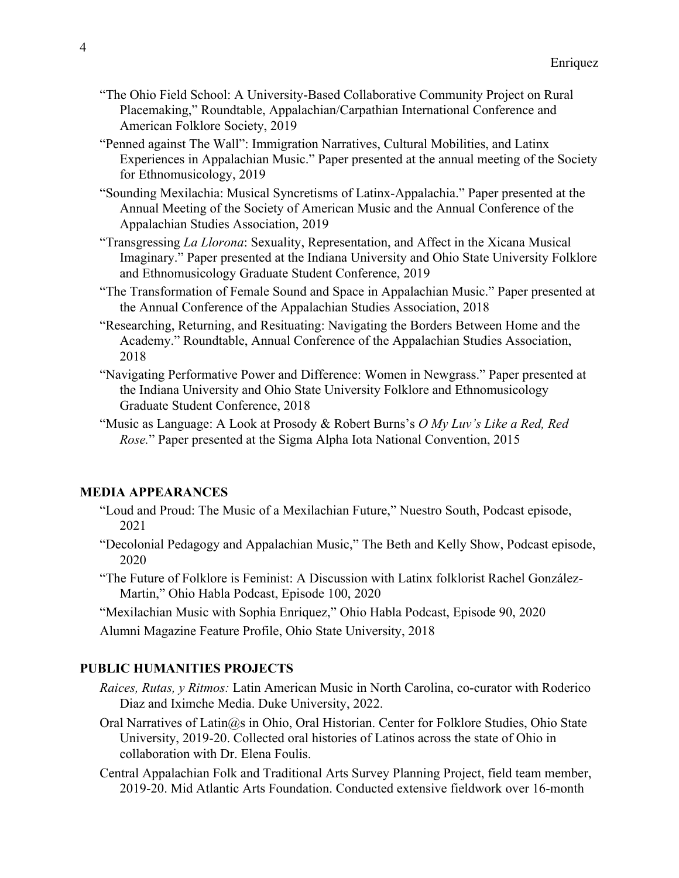"The Ohio Field School: A University-Based Collaborative Community Project on Rural Placemaking," Roundtable, Appalachian/Carpathian International Conference and American Folklore Society, 2019

"Penned against The Wall": Immigration Narratives, Cultural Mobilities, and Latinx Experiences in Appalachian Music." Paper presented at the annual meeting of the Society for Ethnomusicology, 2019

"Sounding Mexilachia: Musical Syncretisms of Latinx-Appalachia." Paper presented at the Annual Meeting of the Society of American Music and the Annual Conference of the Appalachian Studies Association, 2019

"Transgressing *La Llorona*: Sexuality, Representation, and Affect in the Xicana Musical Imaginary." Paper presented at the Indiana University and Ohio State University Folklore and Ethnomusicology Graduate Student Conference, 2019

"The Transformation of Female Sound and Space in Appalachian Music." Paper presented at the Annual Conference of the Appalachian Studies Association, 2018

"Researching, Returning, and Resituating: Navigating the Borders Between Home and the Academy." Roundtable, Annual Conference of the Appalachian Studies Association, 2018

"Navigating Performative Power and Difference: Women in Newgrass." Paper presented at the Indiana University and Ohio State University Folklore and Ethnomusicology Graduate Student Conference, 2018

"Music as Language: A Look at Prosody & Robert Burns's *O My Luv's Like a Red, Red Rose.*" Paper presented at the Sigma Alpha Iota National Convention, 2015

## MEDIA APPEARANCES

"Loud and Proud: The Music of a Mexilachian Future," Nuestro South, Podcast episode, 2021

"Decolonial Pedagogy and Appalachian Music," The Beth and Kelly Show, Podcast episode, 2020

"The Future of Folklore is Feminist: A Discussion with Latinx folklorist Rachel González-Martin," Ohio Habla Podcast, Episode 100, 2020

"Mexilachian Music with Sophia Enriquez," Ohio Habla Podcast, Episode 90, 2020

Alumni Magazine Feature Profile, Ohio State University, 2018

## PUBLIC HUMANITIES PROJECTS

*Raices, Rutas, y Ritmos:* Latin American Music in North Carolina, co-curator with Roderico Diaz and Iximche Media. Duke University, 2022.

Oral Narratives of Latin@s in Ohio, Oral Historian. Center for Folklore Studies, Ohio State University, 2019-20. Collected oral histories of Latinos across the state of Ohio in collaboration with Dr. Elena Foulis.

Central Appalachian Folk and Traditional Arts Survey Planning Project, field team member, 2019-20. Mid Atlantic Arts Foundation. Conducted extensive fieldwork over 16-month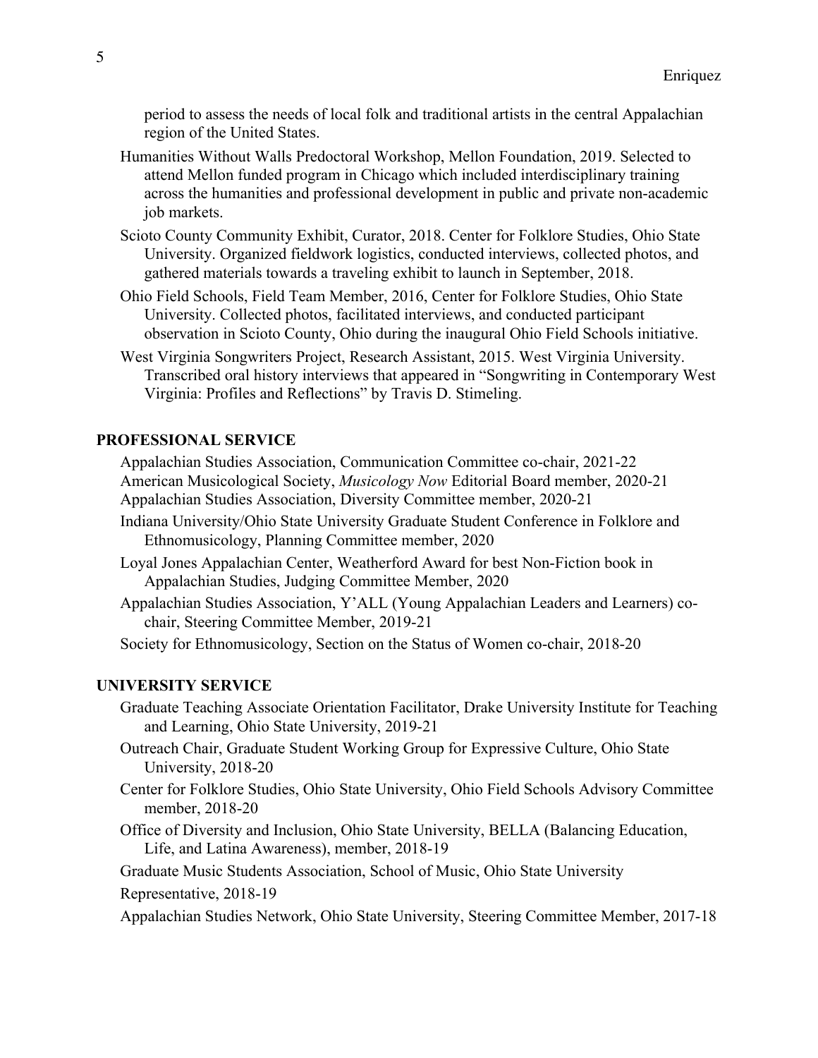period to assess the needs of local folk and traditional artists in the central Appalachian region of the United States.

Humanities Without Walls Predoctoral Workshop, Mellon Foundation, 2019. Selected to attend Mellon funded program in Chicago which included interdisciplinary training across the humanities and professional development in public and private non-academic job markets.

Scioto County Community Exhibit, Curator, 2018. Center for Folklore Studies, Ohio State University. Organized fieldwork logistics, conducted interviews, collected photos, and gathered materials towards a traveling exhibit to launch in September, 2018.

Ohio Field Schools, Field Team Member, 2016, Center for Folklore Studies, Ohio State University. Collected photos, facilitated interviews, and conducted participant observation in Scioto County, Ohio during the inaugural Ohio Field Schools initiative.

West Virginia Songwriters Project, Research Assistant, 2015. West Virginia University. Transcribed oral history interviews that appeared in "Songwriting in Contemporary West Virginia: Profiles and Reflections" by Travis D. Stimeling.

## PROFESSIONAL SERVICE

Appalachian Studies Association, Communication Committee co-chair, 2021-22

American Musicological Society, *Musicology Now* Editorial Board member, 2020-21

Appalachian Studies Association, Diversity Committee member, 2020-21

Indiana University/Ohio State University Graduate Student Conference in Folklore and Ethnomusicology, Planning Committee member, 2020

Loyal Jones Appalachian Center, Weatherford Award for best Non-Fiction book in Appalachian Studies, Judging Committee Member, 2020

Appalachian Studies Association, Y'ALL (Young Appalachian Leaders and Learners) co-chair, Steering Committee Member, 2019-21

Society for Ethnomusicology, Section on the Status of Women co-chair, 2018-20

## UNIVERSITY SERVICE

Graduate Teaching Associate Orientation Facilitator, Drake University Institute for Teaching and Learning, Ohio State University, 2019-21

Outreach Chair, Graduate Student Working Group for Expressive Culture, Ohio State University, 2018-20

Center for Folklore Studies, Ohio State University, Ohio Field Schools Advisory Committee member, 2018-20

Office of Diversity and Inclusion, Ohio State University, BELLA (Balancing Education, Life, and Latina Awareness), member, 2018-19

Graduate Music Students Association, School of Music, Ohio State University Representative, 2018-19

Appalachian Studies Network, Ohio State University, Steering Committee Member, 2017-18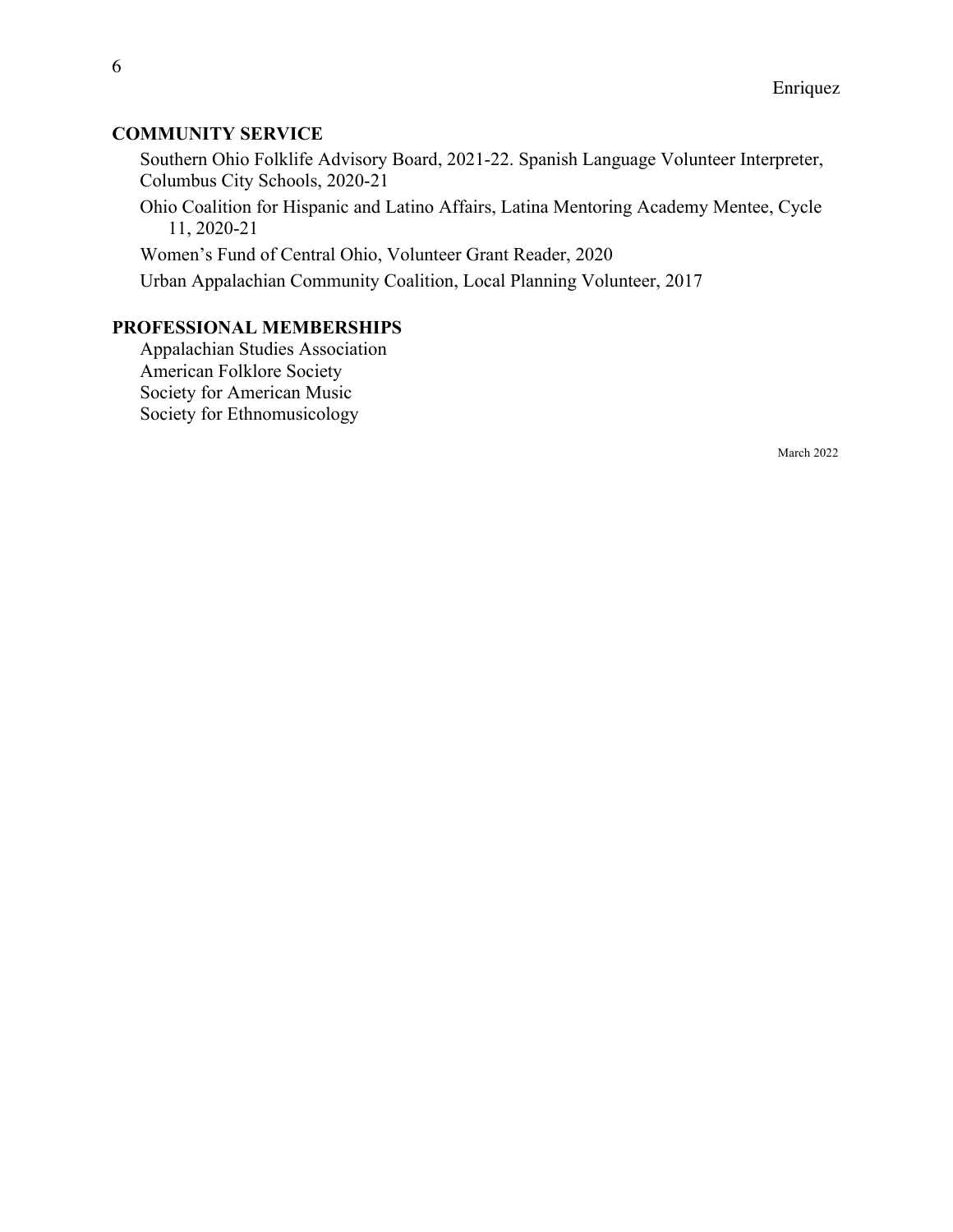## COMMUNITY SERVICE

Southern Ohio Folklife Advisory Board, 2021-22. Spanish Language Volunteer Interpreter, Columbus City Schools, 2020-21

Ohio Coalition for Hispanic and Latino Affairs, Latina Mentoring Academy Mentee, Cycle 11, 2020-21

Women's Fund of Central Ohio, Volunteer Grant Reader, 2020

Urban Appalachian Community Coalition, Local Planning Volunteer, 2017

## PROFESSIONAL MEMBERSHIPS

Appalachian Studies Association
American Folklore Society
Society for American Music
Society for Ethnomusicology

March 2022